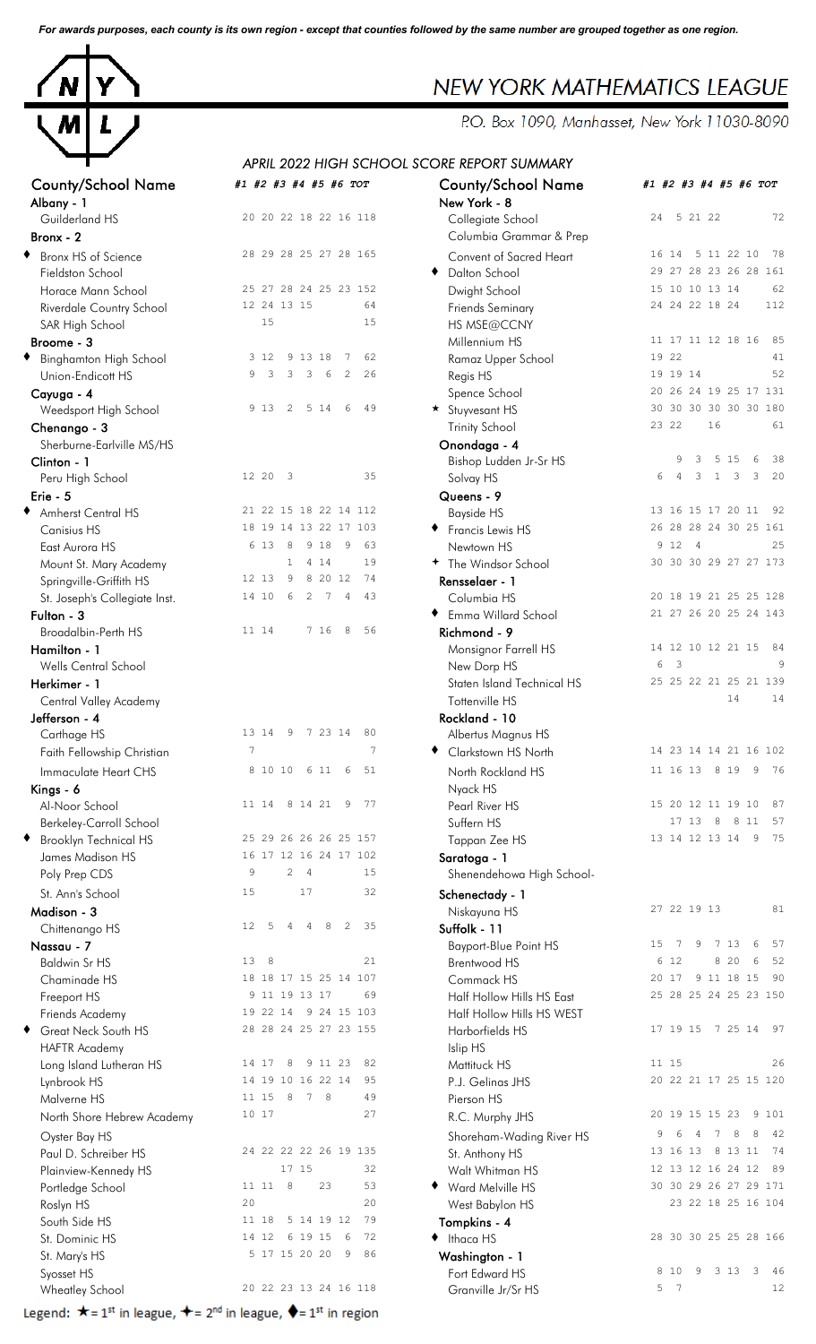*For awards purposes, each county is its own region - except that counties followed by the same number are grouped together as one region.*

# NEW YORK MATHEMATICS LEAGUE

P.O. Box 1090, Manhasset, New York 11030-8090

## APRIL 2022 HIGH SCHOOL SCORE REPORT SUMMARY

| County/School Name | #1 | #2 | #3 | #4 | #5 | #6 | TOT |
|---|---|---|---|---|---|---|---|
| **Albany - 1** | | | | | | | |
| Guilderland HS | 20 | 20 | 22 | 18 | 22 | 16 | 118 |
| **Bronx - 2** | | | | | | | |
| ♦ Bronx HS of Science | 28 | 29 | 28 | 25 | 27 | 28 | 165 |
| Fieldston School | | | | | | | |
| Horace Mann School | 25 | 27 | 28 | 24 | 25 | 23 | 152 |
| Riverdale Country School | 12 | 24 | 13 | 15 | | | 64 |
| SAR High School | | 15 | | | | | 15 |
| **Broome - 3** | | | | | | | |
| ♦ Binghamton High School | 3 | 12 | 9 | 13 | 18 | 7 | 62 |
| Union-Endicott HS | 9 | 3 | 3 | 3 | 6 | 2 | 26 |
| **Cayuga - 4** | | | | | | | |
| Weedsport High School | 9 | 13 | 2 | 5 | 14 | 6 | 49 |
| **Chenango - 3** | | | | | | | |
| Sherburne-Earlville MS/HS | | | | | | | |
| **Clinton - 1** | | | | | | | |
| Peru High School | 12 | 20 | 3 | | | | 35 |
| **Erie - 5** | | | | | | | |
| ♦ Amherst Central HS | 21 | 22 | 15 | 18 | 22 | 14 | 112 |
| Canisius HS | 18 | 19 | 14 | 13 | 22 | 17 | 103 |
| East Aurora HS | 6 | 13 | 8 | 9 | 18 | 9 | 63 |
| Mount St. Mary Academy | | | 1 | 4 | 14 | | 19 |
| Springville-Griffith HS | 12 | 13 | 9 | 8 | 20 | 12 | 74 |
| St. Joseph's Collegiate Inst. | 14 | 10 | 6 | 2 | 7 | 4 | 43 |
| **Fulton - 3** | | | | | | | |
| Broadalbin-Perth HS | 11 | 14 | | 7 | 16 | 8 | 56 |
| **Hamilton - 1** | | | | | | | |
| Wells Central School | | | | | | | |
| **Herkimer - 1** | | | | | | | |
| Central Valley Academy | | | | | | | |
| **Jefferson - 4** | | | | | | | |
| Carthage HS | 13 | 14 | 9 | 7 | 23 | 14 | 80 |
| Faith Fellowship Christian | 7 | | | | | | 7 |
| Immaculate Heart CHS | 8 | 10 | 10 | 6 | 11 | 6 | 51 |
| **Kings - 6** | | | | | | | |
| Al-Noor School | 11 | 14 | 8 | 14 | 21 | 9 | 77 |
| Berkeley-Carroll School | | | | | | | |
| ♦ Brooklyn Technical HS | 25 | 29 | 26 | 26 | 26 | 25 | 157 |
| James Madison HS | 16 | 17 | 12 | 16 | 24 | 17 | 102 |
| Poly Prep CDS | 9 | | 2 | 4 | | | 15 |
| St. Ann's School | 15 | | | 17 | | | 32 |
| **Madison - 3** | | | | | | | |
| Chittenango HS | 12 | 5 | 4 | 4 | 8 | 2 | 35 |
| **Nassau - 7** | | | | | | | |
| Baldwin Sr HS | 13 | 8 | | | | | 21 |
| Chaminade HS | 18 | 18 | 17 | 15 | 25 | 14 | 107 |
| Freeport HS | 9 | 11 | 19 | 13 | 17 | | 69 |
| Friends Academy | 19 | 22 | 14 | 9 | 24 | 15 | 103 |
| ♦ Great Neck South HS | 28 | 28 | 24 | 25 | 27 | 23 | 155 |
| HAFTR Academy | | | | | | | |
| Long Island Lutheran HS | 14 | 17 | 8 | 9 | 11 | 23 | 82 |
| Lynbrook HS | 14 | 19 | 10 | 16 | 22 | 14 | 95 |
| Malverne HS | 11 | 15 | 8 | 7 | 8 | | 49 |
| North Shore Hebrew Academy | 10 | 17 | | | | | 27 |
| Oyster Bay HS | | | | | | | |
| Paul D. Schreiber HS | 24 | 22 | 22 | 22 | 26 | 19 | 135 |
| Plainview-Kennedy HS | | | 17 | 15 | | | 32 |
| Portledge School | 11 | 11 | 8 | | 23 | | 53 |
| Roslyn HS | 20 | | | | | | 20 |
| South Side HS | 11 | 18 | 5 | 14 | 19 | 12 | 79 |
| St. Dominic HS | 14 | 12 | 6 | 19 | 15 | 6 | 72 |
| St. Mary's HS | 5 | 17 | 15 | 20 | 20 | 9 | 86 |
| Syosset HS | | | | | | | |
| Wheatley School | 20 | 22 | 23 | 13 | 24 | 16 | 118 |
| **New York - 8** | | | | | | | |
| Collegiate School | 24 | 5 | 21 | 22 | | | 72 |
| Columbia Grammar & Prep | | | | | | | |
| Convent of Sacred Heart | 16 | 14 | 5 | 11 | 22 | 10 | 78 |
| ♦ Dalton School | 29 | 27 | 28 | 23 | 26 | 28 | 161 |
| Dwight School | 15 | 10 | 10 | 13 | 14 | | 62 |
| Friends Seminary | 24 | 24 | 22 | 18 | 24 | | 112 |
| HS MSE@CCNY | | | | | | | |
| Millennium HS | 11 | 17 | 11 | 12 | 18 | 16 | 85 |
| Ramaz Upper School | 19 | 22 | | | | | 41 |
| Regis HS | 19 | 19 | 14 | | | | 52 |
| Spence School | 20 | 26 | 24 | 19 | 25 | 17 | 131 |
| ★ Stuyvesant HS | 30 | 30 | 30 | 30 | 30 | 30 | 180 |
| Trinity School | 23 | 22 | | 16 | | | 61 |
| **Onondaga - 4** | | | | | | | |
| Bishop Ludden Jr-Sr HS | | 9 | 3 | 5 | 15 | 6 | 38 |
| Solvay HS | 6 | 4 | 3 | 1 | 3 | 3 | 20 |
| **Queens - 9** | | | | | | | |
| Bayside HS | 13 | 16 | 15 | 17 | 20 | 11 | 92 |
| ♦ Francis Lewis HS | 26 | 28 | 28 | 24 | 30 | 25 | 161 |
| Newtown HS | 9 | 12 | 4 | | | | 25 |
| ✦ The Windsor School | 30 | 30 | 30 | 29 | 27 | 27 | 173 |
| **Rensselaer - 1** | | | | | | | |
| Columbia HS | 20 | 18 | 19 | 21 | 25 | 25 | 128 |
| ♦ Emma Willard School | 21 | 27 | 26 | 20 | 25 | 24 | 143 |
| **Richmond - 9** | | | | | | | |
| Monsignor Farrell HS | 14 | 12 | 10 | 12 | 21 | 15 | 84 |
| New Dorp HS | 6 | 3 | | | | | 9 |
| Staten Island Technical HS | 25 | 25 | 22 | 21 | 25 | 21 | 139 |
| Tottenville HS | | | | | 14 | | 14 |
| **Rockland - 10** | | | | | | | |
| Albertus Magnus HS | | | | | | | |
| ♦ Clarkstown HS North | 14 | 23 | 14 | 14 | 21 | 16 | 102 |
| North Rockland HS | 11 | 16 | 13 | 8 | 19 | 9 | 76 |
| Nyack HS | | | | | | | |
| Pearl River HS | 15 | 20 | 12 | 11 | 19 | 10 | 87 |
| Suffern HS | | 17 | 13 | 8 | 8 | 11 | 57 |
| Tappan Zee HS | 13 | 14 | 12 | 13 | 14 | 9 | 75 |
| **Saratoga - 1** | | | | | | | |
| Shenendehowa High School- | | | | | | | |
| **Schenectady - 1** | | | | | | | |
| Niskayuna HS | 27 | 22 | 19 | 13 | | | 81 |
| **Suffolk - 11** | | | | | | | |
| Bayport-Blue Point HS | 15 | 7 | 9 | 7 | 13 | 6 | 57 |
| Brentwood HS | 6 | 12 | | 8 | 20 | 6 | 52 |
| Commack HS | 20 | 17 | 9 | 11 | 18 | 15 | 90 |
| Half Hollow Hills HS East | 25 | 28 | 25 | 24 | 25 | 23 | 150 |
| Half Hollow Hills HS WEST | | | | | | | |
| Harborfields HS | 17 | 19 | 15 | 7 | 25 | 14 | 97 |
| Islip HS | | | | | | | |
| Mattituck HS | 11 | 15 | | | | | 26 |
| P.J. Gelinas JHS | 20 | 22 | 21 | 17 | 25 | 15 | 120 |
| Pierson HS | | | | | | | |
| R.C. Murphy JHS | 20 | 19 | 15 | 15 | 23 | 9 | 101 |
| Shoreham-Wading River HS | 9 | 6 | 4 | 7 | 8 | 8 | 42 |
| St. Anthony HS | 13 | 16 | 13 | 8 | 13 | 11 | 74 |
| Walt Whitman HS | 12 | 13 | 12 | 16 | 24 | 12 | 89 |
| ♦ Ward Melville HS | 30 | 30 | 29 | 26 | 27 | 29 | 171 |
| West Babylon HS | | 23 | 22 | 18 | 25 | 16 | 104 |
| **Tompkins - 4** | | | | | | | |
| ♦ Ithaca HS | 28 | 30 | 30 | 25 | 25 | 28 | 166 |
| **Washington - 1** | | | | | | | |
| Fort Edward HS | 8 | 10 | 9 | 3 | 13 | 3 | 46 |
| Granville Jr/Sr HS | 5 | 7 | | | | | 12 |

Legend: ★ = 1st in league, ✦ = 2nd in league, ♦ = 1st in region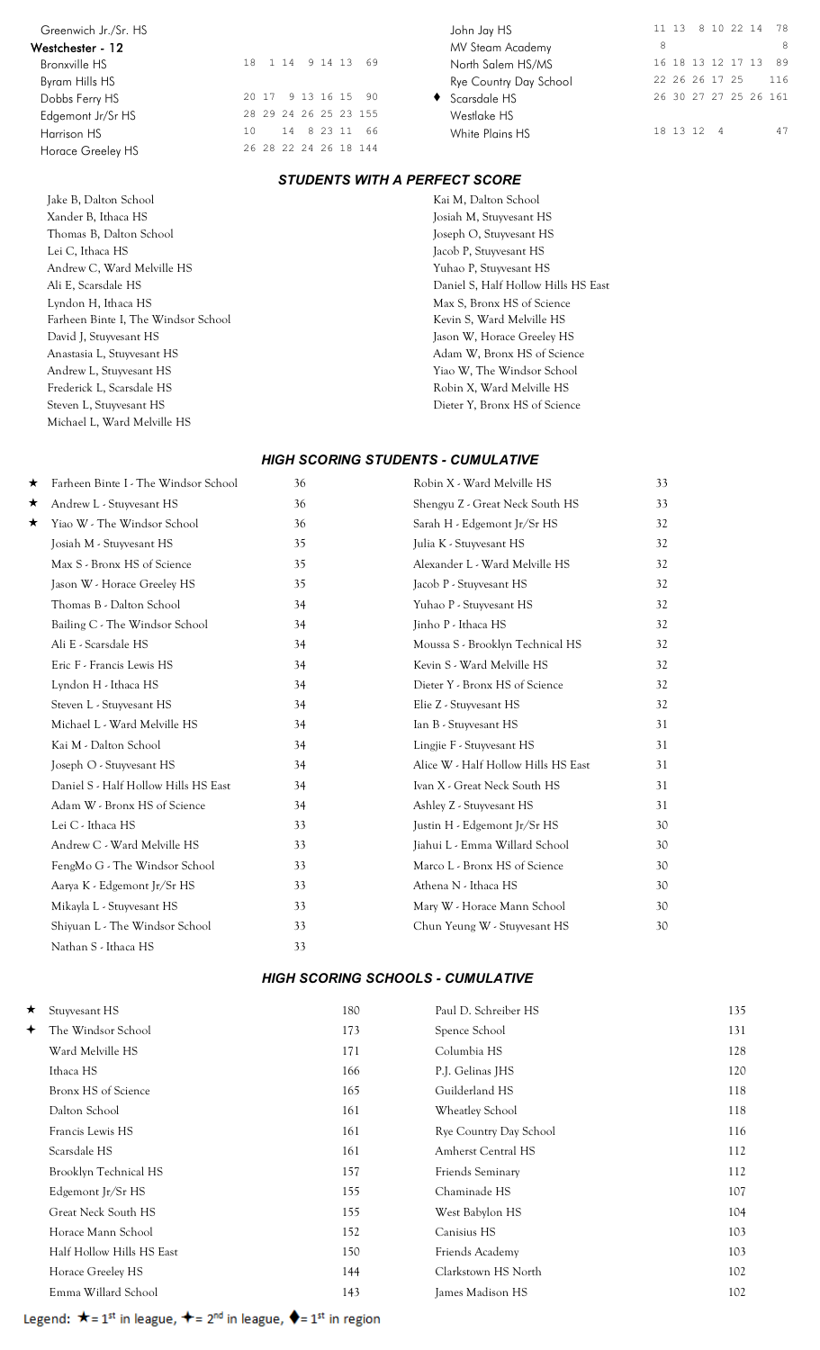| School | | | | | | | Total |
|---|---|---|---|---|---|---|---|
| Greenwich Jr./Sr. HS | | | | | | | |
| **Westchester - 12** | | | | | | | |
| Bronxville HS | 18 | 1 | 14 | 9 | 14 | 13 | 69 |
| Byram Hills HS | | | | | | | |
| Dobbs Ferry HS | 20 | 17 | 9 | 13 | 16 | 15 | 90 |
| Edgemont Jr/Sr HS | 28 | 29 | 24 | 26 | 25 | 23 | 155 |
| Harrison HS | 10 | | 14 | 8 | 23 | 11 | 66 |
| Horace Greeley HS | 26 | 28 | 22 | 24 | 26 | 18 | 144 |
| John Jay HS | 11 | 13 | 8 | 10 | 22 | 14 | 78 |
| MV Steam Academy | 8 | | | | | | 8 |
| North Salem HS/MS | 16 | 18 | 13 | 12 | 17 | 13 | 89 |
| Rye Country Day School | 22 | 26 | 26 | 17 | 25 | | 116 |
| ♦ Scarsdale HS | 26 | 30 | 27 | 27 | 25 | 26 | 161 |
| Westlake HS | | | | | | | |
| White Plains HS | 18 | 13 | 12 | 4 | | | 47 |

## *STUDENTS WITH A PERFECT SCORE*

- Jake B, Dalton School
- Xander B, Ithaca HS
- Thomas B, Dalton School
- Lei C, Ithaca HS
- Andrew C, Ward Melville HS
- Ali E, Scarsdale HS
- Lyndon H, Ithaca HS
- Farheen Binte I, The Windsor School
- David J, Stuyvesant HS
- Anastasia L, Stuyvesant HS
- Andrew L, Stuyvesant HS
- Frederick L, Scarsdale HS
- Steven L, Stuyvesant HS
- Michael L, Ward Melville HS
- Kai M, Dalton School
- Josiah M, Stuyvesant HS
- Joseph O, Stuyvesant HS
- Jacob P, Stuyvesant HS
- Yuhao P, Stuyvesant HS
- Daniel S, Half Hollow Hills HS East
- Max S, Bronx HS of Science
- Kevin S, Ward Melville HS
- Jason W, Horace Greeley HS
- Adam W, Bronx HS of Science
- Yiao W, The Windsor School
- Robin X, Ward Melville HS
- Dieter Y, Bronx HS of Science

## *HIGH SCORING STUDENTS - CUMULATIVE*

| Student | Score |
|---|---|
| ★ Farheen Binte I - The Windsor School | 36 |
| ★ Andrew L - Stuyvesant HS | 36 |
| ★ Yiao W - The Windsor School | 36 |
| Josiah M - Stuyvesant HS | 35 |
| Max S - Bronx HS of Science | 35 |
| Jason W - Horace Greeley HS | 35 |
| Thomas B - Dalton School | 34 |
| Bailing C - The Windsor School | 34 |
| Ali E - Scarsdale HS | 34 |
| Eric F - Francis Lewis HS | 34 |
| Lyndon H - Ithaca HS | 34 |
| Steven L - Stuyvesant HS | 34 |
| Michael L - Ward Melville HS | 34 |
| Kai M - Dalton School | 34 |
| Joseph O - Stuyvesant HS | 34 |
| Daniel S - Half Hollow Hills HS East | 34 |
| Adam W - Bronx HS of Science | 34 |
| Lei C - Ithaca HS | 33 |
| Andrew C - Ward Melville HS | 33 |
| FengMo G - The Windsor School | 33 |
| Aarya K - Edgemont Jr/Sr HS | 33 |
| Mikayla L - Stuyvesant HS | 33 |
| Shiyuan L - The Windsor School | 33 |
| Nathan S - Ithaca HS | 33 |
| Robin X - Ward Melville HS | 33 |
| Shengyu Z - Great Neck South HS | 33 |
| Sarah H - Edgemont Jr/Sr HS | 32 |
| Julia K - Stuyvesant HS | 32 |
| Alexander L - Ward Melville HS | 32 |
| Jacob P - Stuyvesant HS | 32 |
| Yuhao P - Stuyvesant HS | 32 |
| Jinho P - Ithaca HS | 32 |
| Moussa S - Brooklyn Technical HS | 32 |
| Kevin S - Ward Melville HS | 32 |
| Dieter Y - Bronx HS of Science | 32 |
| Elie Z - Stuyvesant HS | 32 |
| Ian B - Stuyvesant HS | 31 |
| Lingjie F - Stuyvesant HS | 31 |
| Alice W - Half Hollow Hills HS East | 31 |
| Ivan X - Great Neck South HS | 31 |
| Ashley Z - Stuyvesant HS | 31 |
| Justin H - Edgemont Jr/Sr HS | 30 |
| Jiahui L - Emma Willard School | 30 |
| Marco L - Bronx HS of Science | 30 |
| Athena N - Ithaca HS | 30 |
| Mary W - Horace Mann School | 30 |
| Chun Yeung W - Stuyvesant HS | 30 |

## *HIGH SCORING SCHOOLS - CUMULATIVE*

| School | Score |
|---|---|
| ★ Stuyvesant HS | 180 |
| ✦ The Windsor School | 173 |
| Ward Melville HS | 171 |
| Ithaca HS | 166 |
| Bronx HS of Science | 165 |
| Dalton School | 161 |
| Francis Lewis HS | 161 |
| Scarsdale HS | 161 |
| Brooklyn Technical HS | 157 |
| Edgemont Jr/Sr HS | 155 |
| Great Neck South HS | 155 |
| Horace Mann School | 152 |
| Half Hollow Hills HS East | 150 |
| Horace Greeley HS | 144 |
| Emma Willard School | 143 |
| Paul D. Schreiber HS | 135 |
| Spence School | 131 |
| Columbia HS | 128 |
| P.J. Gelinas JHS | 120 |
| Guilderland HS | 118 |
| Wheatley School | 118 |
| Rye Country Day School | 116 |
| Amherst Central HS | 112 |
| Friends Seminary | 112 |
| Chaminade HS | 107 |
| West Babylon HS | 104 |
| Canisius HS | 103 |
| Friends Academy | 103 |
| Clarkstown HS North | 102 |
| James Madison HS | 102 |

Legend: ★ = 1st in league, ✦ = 2nd in league, ♦ = 1st in region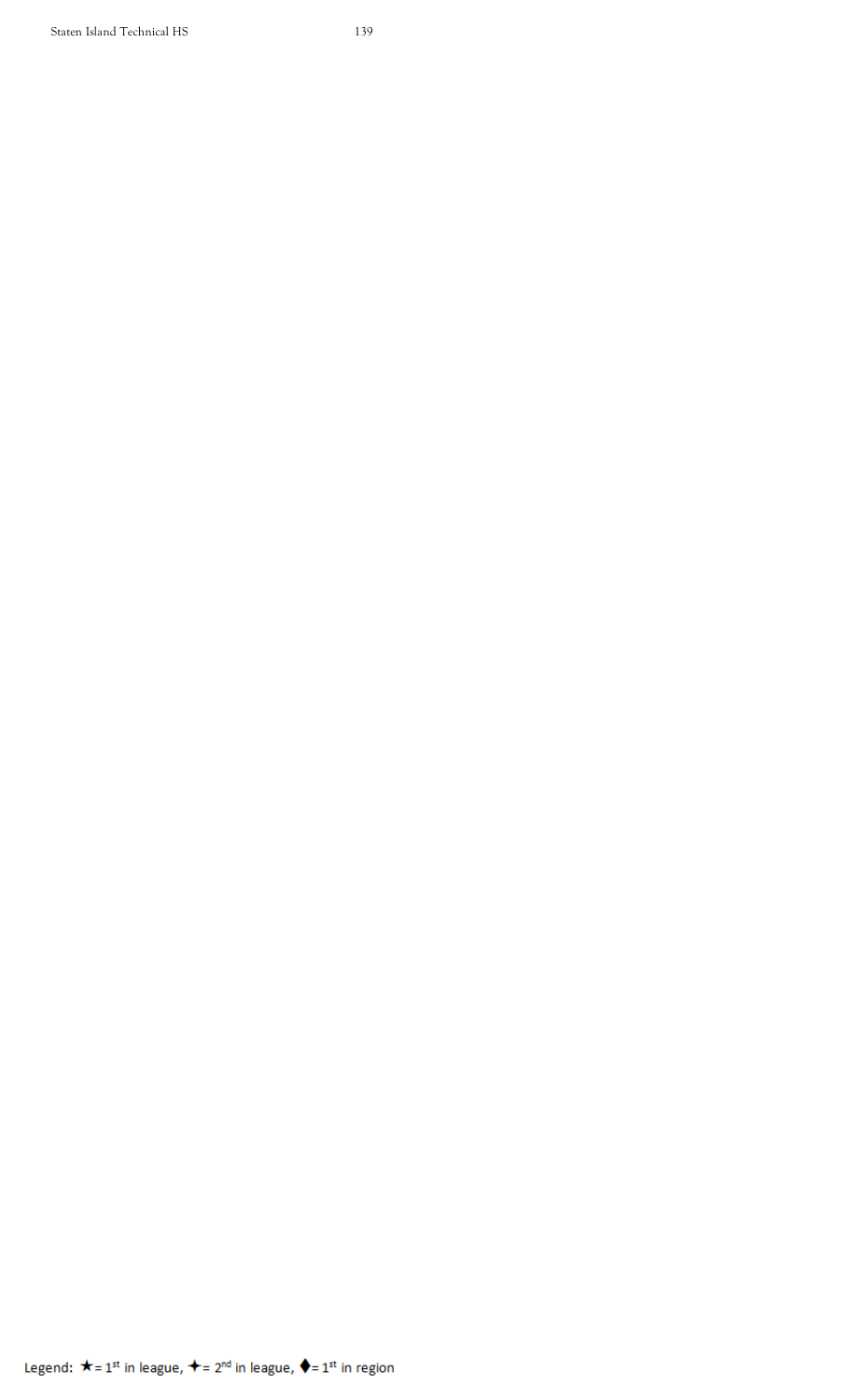Staten Island Technical HS 139

Legend: ★ = 1st in league, ✦ = 2nd in league, ⧫ = 1st in region